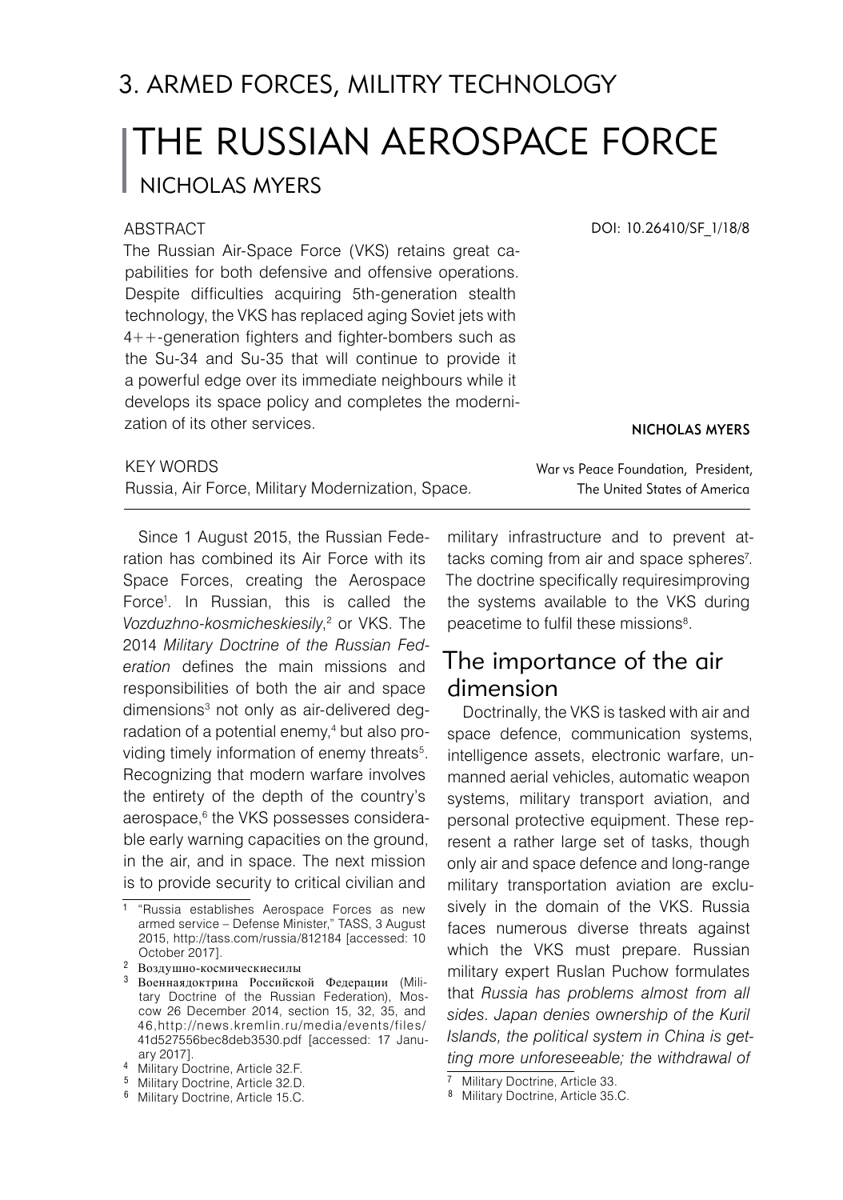# 3. ARMED FORCES, MILITRY TECHNOLOGY

# THE RUSSIAN AEROSPACE FORCE

## NICHOLAS MYERS

DOI: 10.26410/SF_1/18/8

ABSTRACT

The Russian Air-Space Force (VKS) retains great capabilities for both defensive and offensive operations. Despite difficulties acquiring 5th-generation stealth technology, the VKS has replaced aging Soviet jets with 4++-generation fighters and fighter-bombers such as the Su-34 and Su-35 that will continue to provide it a powerful edge over its immediate neighbours while it develops its space policy and completes the modernization of its other services.

KEY WORDS

Russia, Air Force, Military Modernization, Space.

**NICHOLAS MYERS**

War vs Peace Foundation, President,
The United States of America

Since 1 August 2015, the Russian Federation has combined its Air Force with its Space Forces, creating the Aerospace Force[1]. In Russian, this is called the *Vozduzhno-kosmicheskiesily*,[2] or VKS. The 2014 *Military Doctrine of the Russian Federation* defines the main missions and responsibilities of both the air and space dimensions[3] not only as air-delivered degradation of a potential enemy,[4] but also providing timely information of enemy threats[5]. Recognizing that modern warfare involves the entirety of the depth of the country's aerospace,[6] the VKS possesses considerable early warning capacities on the ground, in the air, and in space. The next mission is to provide security to critical civilian and military infrastructure and to prevent attacks coming from air and space spheres[7]. The doctrine specifically requiresimproving the systems available to the VKS during peacetime to fulfil these missions[8].

## The importance of the air dimension

Doctrinally, the VKS is tasked with air and space defence, communication systems, intelligence assets, electronic warfare, unmanned aerial vehicles, automatic weapon systems, military transport aviation, and personal protective equipment. These represent a rather large set of tasks, though only air and space defence and long-range military transportation aviation are exclusively in the domain of the VKS. Russia faces numerous diverse threats against which the VKS must prepare. Russian military expert Ruslan Puchow formulates that *Russia has problems almost from all sides. Japan denies ownership of the Kuril Islands, the political system in China is getting more unforeseeable; the withdrawal of*

---

1 "Russia establishes Aerospace Forces as new armed service – Defense Minister," TASS, 3 August 2015, http://tass.com/russia/812184 [accessed: 10 October 2017].

2 Воздушно-космическиесилы

3 Военнаядоктрина Российской Федерации (Military Doctrine of the Russian Federation), Moscow 26 December 2014, section 15, 32, 35, and 46,http://news.kremlin.ru/media/events/files/41d527556bec8deb3530.pdf [accessed: 17 January 2017].

4 Military Doctrine, Article 32.F.

5 Military Doctrine, Article 32.D.

6 Military Doctrine, Article 15.C.

7 Military Doctrine, Article 33.

8 Military Doctrine, Article 35.C.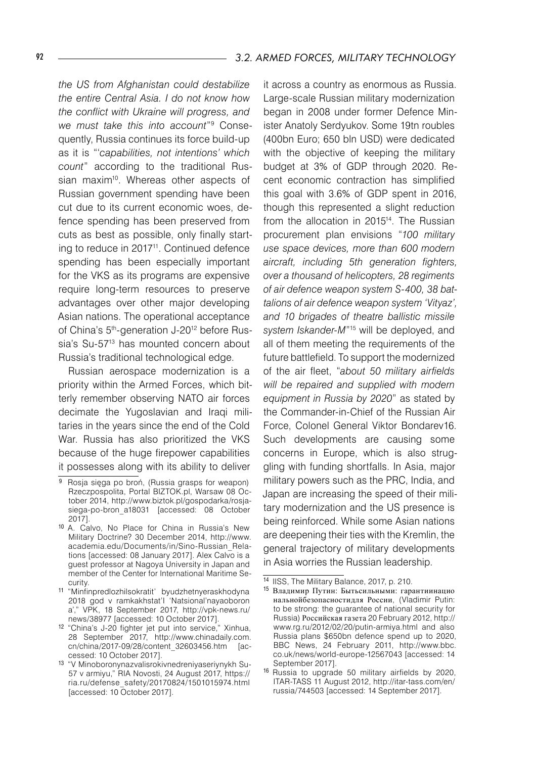*the US from Afghanistan could destabilize the entire Central Asia. I do not know how the conflict with Ukraine will progress, and we must take this into account*"[9] Consequently, Russia continues its force build-up as it is "'*capabilities, not intentions' which count*" according to the traditional Russian maxim[10]. Whereas other aspects of Russian government spending have been cut due to its current economic woes, defence spending has been preserved from cuts as best as possible, only finally starting to reduce in 2017[11]. Continued defence spending has been especially important for the VKS as its programs are expensive require long-term resources to preserve advantages over other major developing Asian nations. The operational acceptance of China's 5th-generation J-20[12] before Russia's Su-57[13] has mounted concern about Russia's traditional technological edge.

Russian aerospace modernization is a priority within the Armed Forces, which bitterly remember observing NATO air forces decimate the Yugoslavian and Iraqi militaries in the years since the end of the Cold War. Russia has also prioritized the VKS because of the huge firepower capabilities it possesses along with its ability to deliver it across a country as enormous as Russia. Large-scale Russian military modernization began in 2008 under former Defence Minister Anatoly Serdyukov. Some 19tn roubles (400bn Euro; 650 bln USD) were dedicated with the objective of keeping the military budget at 3% of GDP through 2020. Recent economic contraction has simplified this goal with 3.6% of GDP spent in 2016, though this represented a slight reduction from the allocation in 2015[14]. The Russian procurement plan envisions "*100 military use space devices, more than 600 modern aircraft, including 5th generation fighters, over a thousand of helicopters, 28 regiments of air defence weapon system S-400, 38 battalions of air defence weapon system 'Vityaz', and 10 brigades of theatre ballistic missile system Iskander-M*"[15] will be deployed, and all of them meeting the requirements of the future battlefield. To support the modernized of the air fleet, "*about 50 military airfields will be repaired and supplied with modern equipment in Russia by 2020*" as stated by the Commander-in-Chief of the Russian Air Force, Colonel General Viktor Bondarev16. Such developments are causing some concerns in Europe, which is also struggling with funding shortfalls. In Asia, major military powers such as the PRC, India, and Japan are increasing the speed of their military modernization and the US presence is being reinforced. While some Asian nations are deepening their ties with the Kremlin, the general trajectory of military developments in Asia worries the Russian leadership.

---

[9] Rosja sięga po broń, (Russia grasps for weapon) Rzeczpospolita, Portal BIZTOK.pl, Warsaw 08 October 2014, http://www.biztok.pl/gospodarka/rosja-siega-po-bron_a18031 [accessed: 08 October 2017].

[10] A. Calvo, No Place for China in Russia's New Military Doctrine? 30 December 2014, http://www.academia.edu/Documents/in/Sino-Russian_Relations [accessed: 08 January 2017]. Alex Calvo is a guest professor at Nagoya University in Japan and member of the Center for International Maritime Security.

[11] "Minfinpredlozhilsokratit' byudzhetnyeraskhodyna 2018 god v ramkakhstat'I 'Natsional'nayaoborona'," VPK, 18 September 2017, http://vpk-news.ru/news/38977 [accessed: 10 October 2017].

[12] "China's J-20 fighter jet put into service," Xinhua, 28 September 2017, http://www.chinadaily.com.cn/china/2017-09/28/content_32603456.htm [accessed: 10 October 2017].

[13] "V Minoboronynazvalisrokivnedreniyaseriynykh Su-57 v armiyu," RIA Novosti, 24 August 2017, https://ria.ru/defense_safety/20170824/1501015974.html [accessed: 10 October 2017].

[14] IISS, The Military Balance, 2017, p. 210.

[15] Владимир Путин: Бытьсильными: гарантиинациональнойбезопасностидля России, (Vladimir Putin: to be strong: the guarantee of national security for Russia) Российская газета 20 February 2012, http://www.rg.ru/2012/02/20/putin-armiya.html and also Russia plans $650bn defence spend up to 2020, BBC News, 24 February 2011, http://www.bbc.co.uk/news/world-europe-12567043 [accessed: 14 September 2017].

[16] Russia to upgrade 50 military airfields by 2020, ITAR-TASS 11 August 2012, http://itar-tass.com/en/russia/744503 [accessed: 14 September 2017].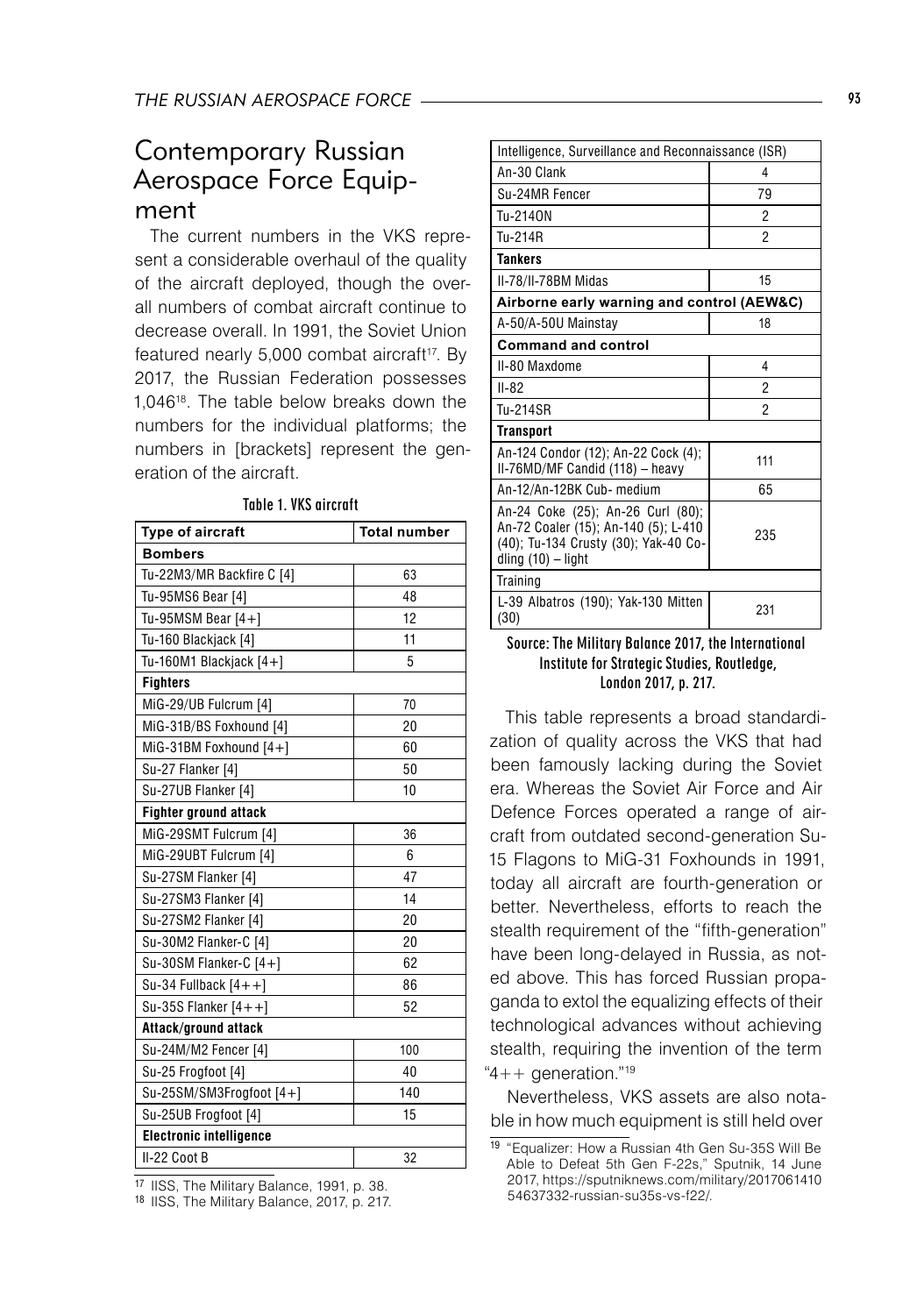## Contemporary Russian Aerospace Force Equipment

The current numbers in the VKS represent a considerable overhaul of the quality of the aircraft deployed, though the overall numbers of combat aircraft continue to decrease overall. In 1991, the Soviet Union featured nearly 5,000 combat aircraft[17]. By 2017, the Russian Federation possesses 1,046[18]. The table below breaks down the numbers for the individual platforms; the numbers in [brackets] represent the generation of the aircraft.

**Table 1. VKS aircraft**

| Type of aircraft | Total number |
|---|---|
| **Bombers** | |
| Tu-22M3/MR Backfire C [4] | 63 |
| Tu-95MS6 Bear [4] | 48 |
| Tu-95MSM Bear [4+] | 12 |
| Tu-160 Blackjack [4] | 11 |
| Tu-160M1 Blackjack [4+] | 5 |
| **Fighters** | |
| MiG-29/UB Fulcrum [4] | 70 |
| MiG-31B/BS Foxhound [4] | 20 |
| MiG-31BM Foxhound [4+] | 60 |
| Su-27 Flanker [4] | 50 |
| Su-27UB Flanker [4] | 10 |
| **Fighter ground attack** | |
| MiG-29SMT Fulcrum [4] | 36 |
| MiG-29UBT Fulcrum [4] | 6 |
| Su-27SM Flanker [4] | 47 |
| Su-27SM3 Flanker [4] | 14 |
| Su-27SM2 Flanker [4] | 20 |
| Su-30M2 Flanker-C [4] | 20 |
| Su-30SM Flanker-C [4+] | 62 |
| Su-34 Fullback [4++] | 86 |
| Su-35S Flanker [4++] | 52 |
| **Attack/ground attack** | |
| Su-24M/M2 Fencer [4] | 100 |
| Su-25 Frogfoot [4] | 40 |
| Su-25SM/SM3Frogfoot [4+] | 140 |
| Su-25UB Frogfoot [4] | 15 |
| **Electronic intelligence** | |
| Il-22 Coot B | 32 |
| Intelligence, Surveillance and Reconnaissance (ISR) | |
| An-30 Clank | 4 |
| Su-24MR Fencer | 79 |
| Tu-214ON | 2 |
| Tu-214R | 2 |
| **Tankers** | |
| Il-78/Il-78BM Midas | 15 |
| **Airborne early warning and control (AEW&C)** | |
| A-50/A-50U Mainstay | 18 |
| **Command and control** | |
| Il-80 Maxdome | 4 |
| Il-82 | 2 |
| Tu-214SR | 2 |
| **Transport** | |
| An-124 Condor (12); An-22 Cock (4); Il-76MD/MF Candid (118) – heavy | 111 |
| An-12/An-12BK Cub- medium | 65 |
| An-24 Coke (25); An-26 Curl (80); An-72 Coaler (15); An-140 (5); L-410 (40); Tu-134 Crusty (30); Yak-40 Codling (10) – light | 235 |
| Training | |
| L-39 Albatros (190); Yak-130 Mitten (30) | 231 |

**Source: The Military Balance 2017, the International Institute for Strategic Studies, Routledge, London 2017, p. 217.**

This table represents a broad standardization of quality across the VKS that had been famously lacking during the Soviet era. Whereas the Soviet Air Force and Air Defence Forces operated a range of aircraft from outdated second-generation Su-15 Flagons to MiG-31 Foxhounds in 1991, today all aircraft are fourth-generation or better. Nevertheless, efforts to reach the stealth requirement of the "fifth-generation" have been long-delayed in Russia, as noted above. This has forced Russian propaganda to extol the equalizing effects of their technological advances without achieving stealth, requiring the invention of the term "4++ generation."[19]

Nevertheless, VKS assets are also notable in how much equipment is still held over

[17] IISS, The Military Balance, 1991, p. 38.

[18] IISS, The Military Balance, 2017, p. 217.

[19] "Equalizer: How a Russian 4th Gen Su-35S Will Be Able to Defeat 5th Gen F-22s," Sputnik, 14 June 2017, https://sputniknews.com/military/201706141054637332-russian-su35s-vs-f22/.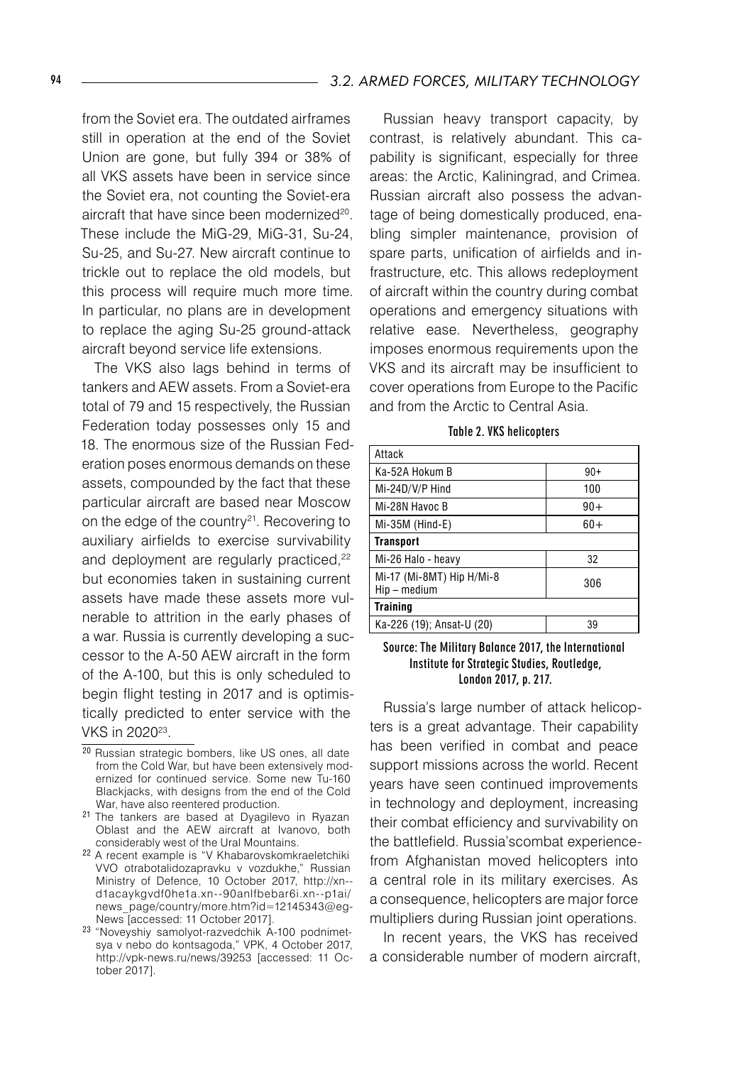from the Soviet era. The outdated airframes still in operation at the end of the Soviet Union are gone, but fully 394 or 38% of all VKS assets have been in service since the Soviet era, not counting the Soviet-era aircraft that have since been modernized[20]. These include the MiG-29, MiG-31, Su-24, Su-25, and Su-27. New aircraft continue to trickle out to replace the old models, but this process will require much more time. In particular, no plans are in development to replace the aging Su-25 ground-attack aircraft beyond service life extensions.

The VKS also lags behind in terms of tankers and AEW assets. From a Soviet-era total of 79 and 15 respectively, the Russian Federation today possesses only 15 and 18. The enormous size of the Russian Federation poses enormous demands on these assets, compounded by the fact that these particular aircraft are based near Moscow on the edge of the country[21]. Recovering to auxiliary airfields to exercise survivability and deployment are regularly practiced,[22] but economies taken in sustaining current assets have made these assets more vulnerable to attrition in the early phases of a war. Russia is currently developing a successor to the A-50 AEW aircraft in the form of the A-100, but this is only scheduled to begin flight testing in 2017 and is optimistically predicted to enter service with the VKS in 2020[23].

Russian heavy transport capacity, by contrast, is relatively abundant. This capability is significant, especially for three areas: the Arctic, Kaliningrad, and Crimea. Russian aircraft also possess the advantage of being domestically produced, enabling simpler maintenance, provision of spare parts, unification of airfields and infrastructure, etc. This allows redeployment of aircraft within the country during combat operations and emergency situations with relative ease. Nevertheless, geography imposes enormous requirements upon the VKS and its aircraft may be insufficient to cover operations from Europe to the Pacific and from the Arctic to Central Asia.

**Table 2. VKS helicopters**

| Attack | |
|---|---|
| Ka-52A Hokum B | 90+ |
| Mi-24D/V/P Hind | 100 |
| Mi-28N Havoc B | 90+ |
| Mi-35M (Hind-E) | 60+ |
| **Transport** | |
| Mi-26 Halo - heavy | 32 |
| Mi-17 (Mi-8MT) Hip H/Mi-8 Hip – medium | 306 |
| **Training** | |
| Ka-226 (19); Ansat-U (20) | 39 |

**Source: The Military Balance 2017, the International Institute for Strategic Studies, Routledge, London 2017, p. 217.**

Russia's large number of attack helicopters is a great advantage. Their capability has been verified in combat and peace support missions across the world. Recent years have seen continued improvements in technology and deployment, increasing their combat efficiency and survivability on the battlefield. Russia'scombat experiencefrom Afghanistan moved helicopters into a central role in its military exercises. As a consequence, helicopters are major force multipliers during Russian joint operations.

In recent years, the VKS has received a considerable number of modern aircraft,

---

[20] Russian strategic bombers, like US ones, all date from the Cold War, but have been extensively modernized for continued service. Some new Tu-160 Blackjacks, with designs from the end of the Cold War, have also reentered production.

[21] The tankers are based at Dyagilevo in Ryazan Oblast and the AEW aircraft at Ivanovo, both considerably west of the Ural Mountains.

[22] A recent example is "V Khabarovskomkraeletchiki VVO otrabotalidozapravku v vozdukhe," Russian Ministry of Defence, 10 October 2017, http://xn--d1acaykgvdf0he1a.xn--90anlfbebar6i.xn--p1ai/news_page/country/more.htm?id=12145343@egNews [accessed: 11 October 2017].

[23] "Noveyshiy samolyot-razvedchik A-100 podnimetsya v nebo do kontsagoda," VPK, 4 October 2017, http://vpk-news.ru/news/39253 [accessed: 11 October 2017].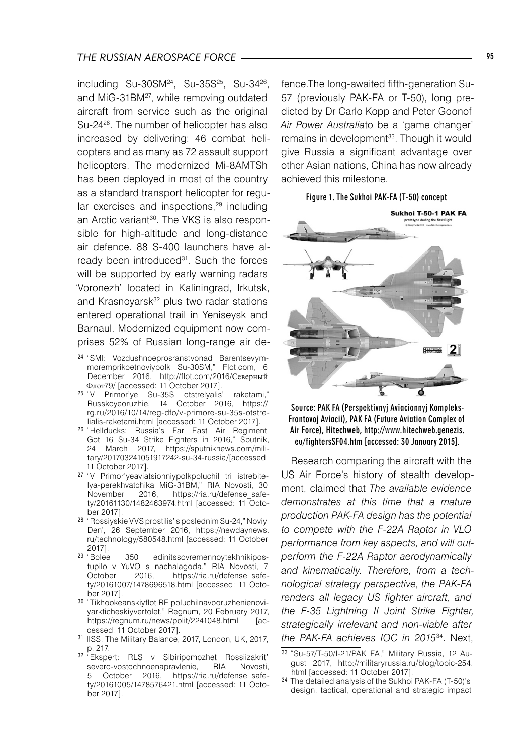including Su-30SM[24], Su-35S[25], Su-34[26], and MiG-31BM[27], while removing outdated aircraft from service such as the original Su-24[28]. The number of helicopter has also increased by delivering: 46 combat helicopters and as many as 72 assault support helicopters. The modernized Mi-8AMTSh has been deployed in most of the country as a standard transport helicopter for regular exercises and inspections,[29] including an Arctic variant[30]. The VKS is also responsible for high-altitude and long-distance air defence. 88 S-400 launchers have already been introduced[31]. Such the forces will be supported by early warning radars 'Voronezh' located in Kaliningrad, Irkutsk, and Krasnoyarsk[32] plus two radar stations entered operational trail in Yeniseysk and Barnaul. Modernized equipment now comprises 52% of Russian long-range air defence.The long-awaited fifth-generation Su-57 (previously PAK-FA or T-50), long predicted by Dr Carlo Kopp and Peter Goonof *Air Power Australia*to be a 'game changer' remains in development[33]. Though it would give Russia a significant advantage over other Asian nations, China has now already achieved this milestone.

Figure 1. The Sukhoi PAK-FA (T-50) concept

Source: PAK FA (Perspektivnyj Aviacionnyj Kompleks-Frontovoj Aviacii), PAK FA (Future Aviation Complex of Air Force), Hitechweb, http://www.hitechweb.genezis.eu/fightersSF04.htm [accessed: 30 January 2015].

Research comparing the aircraft with the US Air Force's history of stealth development, claimed that *The available evidence demonstrates at this time that a mature production PAK-FA design has the potential to compete with the F-22A Raptor in VLO performance from key aspects, and will outperform the F-22A Raptor aerodynamically and kinematically. Therefore, from a technological strategy perspective, the PAK-FA renders all legacy US fighter aircraft, and the F-35 Lightning II Joint Strike Fighter, strategically irrelevant and non-viable after the PAK-FA achieves IOC in 2015*[34]. Next,

---

[24] "SMI: Vozdushnoeprosranstvonad Barentsevymmoremprikoetnoviypolk Su-30SM," Flot.com, 6 December 2016, http://flot.com/2016/Северный Флот79/ [accessed: 11 October 2017].

[25] "V Primor'ye Su-35S otstrelyalis' raketami," Russkoyeoruzhie, 14 October 2016, https://rg.ru/2016/10/14/reg-dfo/v-primore-su-35s-otstrelialis-raketami.html [accessed: 11 October 2017].

[26] "Hellducks: Russia's Far East Air Regiment Got 16 Su-34 Strike Fighters in 2016," Sputnik, 24 March 2017, https://sputniknews.com/military/201703241051917242-su-34-russia/[accessed: 11 October 2017].

[27] "V Primor'yeaviatsionniypolkpoluchil tri istrebitelya-perekhvatchika MiG-31BM," RIA Novosti, 30 November 2016, https://ria.ru/defense_safety/20161130/1482463974.html [accessed: 11 October 2017].

[28] "Rossiyskie VVS prostilis' s poslednim Su-24," Noviy Den', 26 September 2016, https://newdaynews.ru/technology/580548.html [accessed: 11 October 2017].

[29] "Bolee 350 edinitssovremennoytekhnikipostupilo v YuVO s nachalagoda," RIA Novosti, 7 October 2016, https://ria.ru/defense_safety/20161007/1478696518.html [accessed: 11 October 2017].

[30] "Tikhookeanskiyflot RF poluchilnavooruzhenieniviyarkticheskiyvertolet," Regnum, 20 February 2017, https://regnum.ru/news/polit/2241048.html [accessed: 11 October 2017].

[31] IISS, The Military Balance, 2017, London, UK, 2017, p. 217.

[32] "Ekspert: RLS v Sibiripomozhet Rossiizakrit' severo-vostochnoenapravlenie, RIA Novosti, 5 October 2016, https://ria.ru/defense_safety/20161005/1478576421.html [accessed: 11 October 2017].

[33] "Su-57/T-50/I-21/PAK FA," Military Russia, 12 August 2017, http://militaryrussia.ru/blog/topic-254.html [accessed: 11 October 2017].

[34] The detailed analysis of the Sukhoi PAK-FA (T-50)'s design, tactical, operational and strategic impact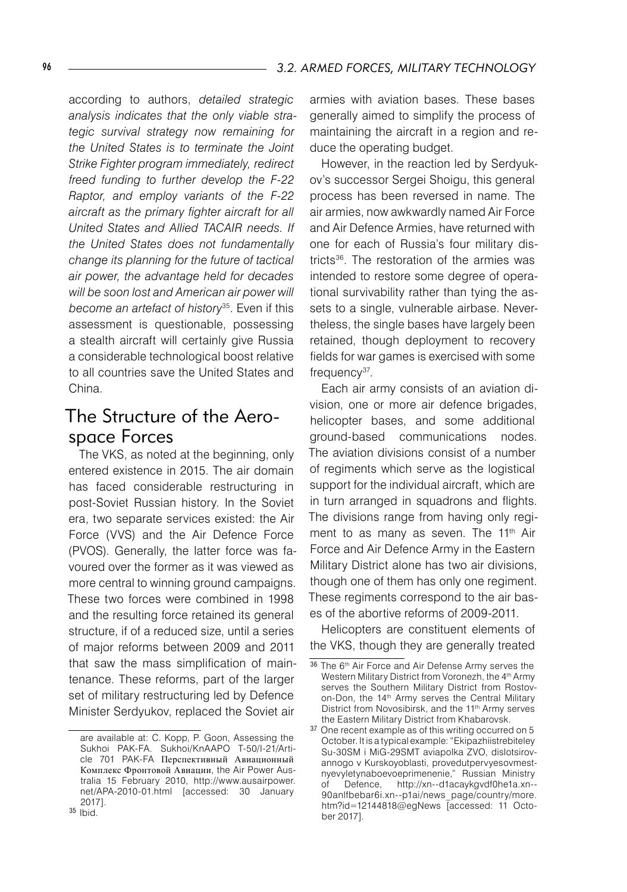according to authors, *detailed strategic analysis indicates that the only viable strategic survival strategy now remaining for the United States is to terminate the Joint Strike Fighter program immediately, redirect freed funding to further develop the F-22 Raptor, and employ variants of the F-22 aircraft as the primary fighter aircraft for all United States and Allied TACAIR needs. If the United States does not fundamentally change its planning for the future of tactical air power, the advantage held for decades will be soon lost and American air power will become an artefact of history*[35]. Even if this assessment is questionable, possessing a stealth aircraft will certainly give Russia a considerable technological boost relative to all countries save the United States and China.

## The Structure of the Aerospace Forces

The VKS, as noted at the beginning, only entered existence in 2015. The air domain has faced considerable restructuring in post-Soviet Russian history. In the Soviet era, two separate services existed: the Air Force (VVS) and the Air Defence Force (PVOS). Generally, the latter force was favoured over the former as it was viewed as more central to winning ground campaigns. These two forces were combined in 1998 and the resulting force retained its general structure, if of a reduced size, until a series of major reforms between 2009 and 2011 that saw the mass simplification of maintenance. These reforms, part of the larger set of military restructuring led by Defence Minister Serdyukov, replaced the Soviet air armies with aviation bases. These bases generally aimed to simplify the process of maintaining the aircraft in a region and reduce the operating budget.

However, in the reaction led by Serdyukov's successor Sergei Shoigu, this general process has been reversed in name. The air armies, now awkwardly named Air Force and Air Defence Armies, have returned with one for each of Russia's four military districts[36]. The restoration of the armies was intended to restore some degree of operational survivability rather than tying the assets to a single, vulnerable airbase. Nevertheless, the single bases have largely been retained, though deployment to recovery fields for war games is exercised with some frequency[37].

Each air army consists of an aviation division, one or more air defence brigades, helicopter bases, and some additional ground-based communications nodes. The aviation divisions consist of a number of regiments which serve as the logistical support for the individual aircraft, which are in turn arranged in squadrons and flights. The divisions range from having only regiment to as many as seven. The 11th Air Force and Air Defence Army in the Eastern Military District alone has two air divisions, though one of them has only one regiment. These regiments correspond to the air bases of the abortive reforms of 2009-2011.

Helicopters are constituent elements of the VKS, though they are generally treated

---

are available at: C. Kopp, P. Goon, Assessing the Sukhoi PAK-FA. Sukhoi/KnAAPO T-50/I-21/Article 701 PAK-FA Перспективный Авиационный Комплекс Фронтовой Авиации, the Air Power Australia 15 February 2010, http://www.ausairpower.net/APA-2010-01.html [accessed: 30 January 2017].

[35] Ibid.

[36] The 6th Air Force and Air Defense Army serves the Western Military District from Voronezh, the 4th Army serves the Southern Military District from Rostov-on-Don, the 14th Army serves the Central Military District from Novosibirsk, and the 11th Army serves the Eastern Military District from Khabarovsk.

[37] One recent example as of this writing occurred on 5 October. It is a typical example: "Ekipazhiistrebiteley Su-30SM i MiG-29SMT aviapolka ZVO, dislotsirovannogo v Kurskoyoblasti, provedutpervyesovmestnyevyletynaboevoeprimenenie," Russian Ministry of Defence, http://xn--d1acaykgvdf0he1a.xn--90anlfbebar6i.xn--p1ai/news_page/country/more.htm?id=12144818@egNews [accessed: 11 October 2017].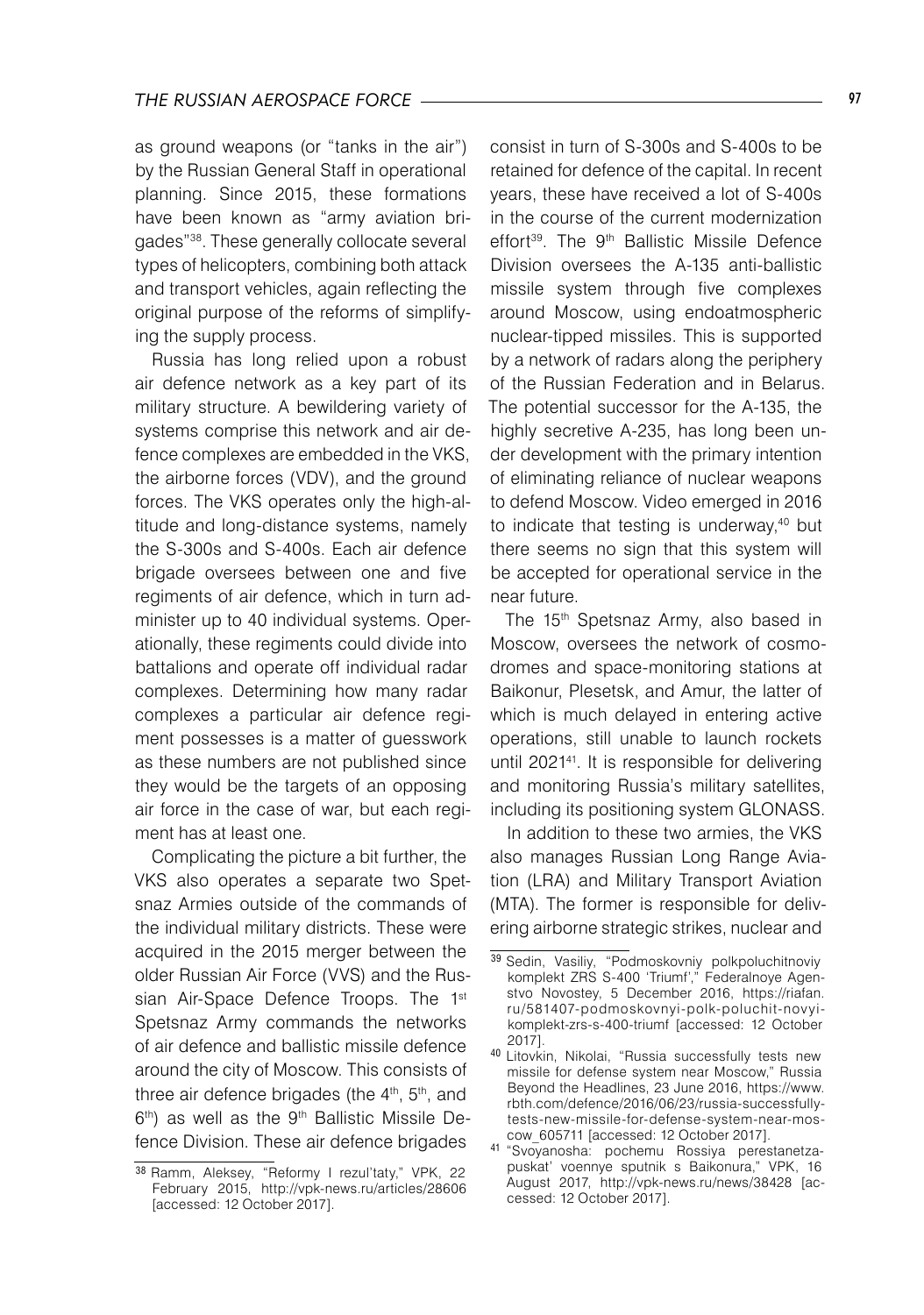as ground weapons (or "tanks in the air") by the Russian General Staff in operational planning. Since 2015, these formations have been known as "army aviation brigades"[38]. These generally collocate several types of helicopters, combining both attack and transport vehicles, again reflecting the original purpose of the reforms of simplifying the supply process.

Russia has long relied upon a robust air defence network as a key part of its military structure. A bewildering variety of systems comprise this network and air defence complexes are embedded in the VKS, the airborne forces (VDV), and the ground forces. The VKS operates only the high-altitude and long-distance systems, namely the S-300s and S-400s. Each air defence brigade oversees between one and five regiments of air defence, which in turn administer up to 40 individual systems. Operationally, these regiments could divide into battalions and operate off individual radar complexes. Determining how many radar complexes a particular air defence regiment possesses is a matter of guesswork as these numbers are not published since they would be the targets of an opposing air force in the case of war, but each regiment has at least one.

Complicating the picture a bit further, the VKS also operates a separate two Spetsnaz Armies outside of the commands of the individual military districts. These were acquired in the 2015 merger between the older Russian Air Force (VVS) and the Russian Air-Space Defence Troops. The 1st Spetsnaz Army commands the networks of air defence and ballistic missile defence around the city of Moscow. This consists of three air defence brigades (the 4th, 5th, and 6th) as well as the 9th Ballistic Missile Defence Division. These air defence brigades consist in turn of S-300s and S-400s to be retained for defence of the capital. In recent years, these have received a lot of S-400s in the course of the current modernization effort[39]. The 9th Ballistic Missile Defence Division oversees the A-135 anti-ballistic missile system through five complexes around Moscow, using endoatmospheric nuclear-tipped missiles. This is supported by a network of radars along the periphery of the Russian Federation and in Belarus. The potential successor for the A-135, the highly secretive A-235, has long been under development with the primary intention of eliminating reliance of nuclear weapons to defend Moscow. Video emerged in 2016 to indicate that testing is underway,[40] but there seems no sign that this system will be accepted for operational service in the near future.

The 15th Spetsnaz Army, also based in Moscow, oversees the network of cosmodromes and space-monitoring stations at Baikonur, Plesetsk, and Amur, the latter of which is much delayed in entering active operations, still unable to launch rockets until 2021[41]. It is responsible for delivering and monitoring Russia's military satellites, including its positioning system GLONASS.

In addition to these two armies, the VKS also manages Russian Long Range Aviation (LRA) and Military Transport Aviation (MTA). The former is responsible for delivering airborne strategic strikes, nuclear and

[38] Ramm, Aleksey, "Reformy I rezul'taty," VPK, 22 February 2015, http://vpk-news.ru/articles/28606 [accessed: 12 October 2017].

[39] Sedin, Vasiliy, "Podmoskovniy polkpoluchitnoviy komplekt ZRS S-400 'Triumf'," Federalnoye Agenstvo Novostey, 5 December 2016, https://riafan.ru/581407-podmoskovnyi-polk-poluchit-novyi-komplekt-zrs-s-400-triumf [accessed: 12 October 2017].

[40] Litovkin, Nikolai, "Russia successfully tests new missile for defense system near Moscow," Russia Beyond the Headlines, 23 June 2016, https://www.rbth.com/defence/2016/06/23/russia-successfully-tests-new-missile-for-defense-system-near-moscow_605711 [accessed: 12 October 2017].

[41] "Svoyanosha: pochemu Rossiya perestanetzapuskat' voennye sputnik s Baikonura," VPK, 16 August 2017, http://vpk-news.ru/news/38428 [accessed: 12 October 2017].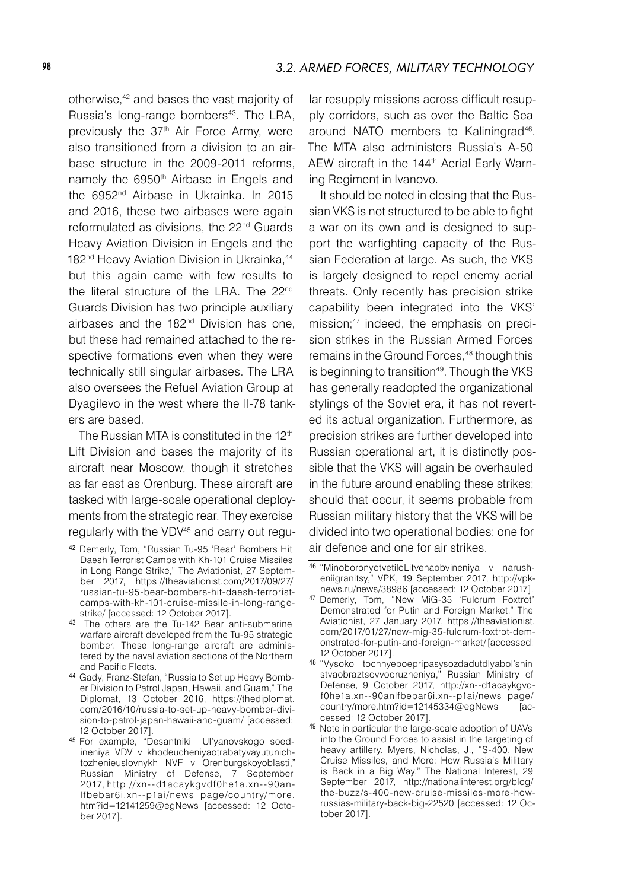otherwise,[42] and bases the vast majority of Russia's long-range bombers[43]. The LRA, previously the 37th Air Force Army, were also transitioned from a division to an airbase structure in the 2009-2011 reforms, namely the 6950th Airbase in Engels and the 6952nd Airbase in Ukrainka. In 2015 and 2016, these two airbases were again reformulated as divisions, the 22nd Guards Heavy Aviation Division in Engels and the 182nd Heavy Aviation Division in Ukrainka,[44] but this again came with few results to the literal structure of the LRA. The 22nd Guards Division has two principle auxiliary airbases and the 182nd Division has one, but these had remained attached to the respective formations even when they were technically still singular airbases. The LRA also oversees the Refuel Aviation Group at Dyagilevo in the west where the Il-78 tankers are based.

The Russian MTA is constituted in the 12th Lift Division and bases the majority of its aircraft near Moscow, though it stretches as far east as Orenburg. These aircraft are tasked with large-scale operational deployments from the strategic rear. They exercise regularly with the VDV[45] and carry out regular resupply missions across difficult resupply corridors, such as over the Baltic Sea around NATO members to Kaliningrad[46]. The MTA also administers Russia's A-50 AEW aircraft in the 144th Aerial Early Warning Regiment in Ivanovo.

It should be noted in closing that the Russian VKS is not structured to be able to fight a war on its own and is designed to support the warfighting capacity of the Russian Federation at large. As such, the VKS is largely designed to repel enemy aerial threats. Only recently has precision strike capability been integrated into the VKS' mission;[47] indeed, the emphasis on precision strikes in the Russian Armed Forces remains in the Ground Forces,[48] though this is beginning to transition[49]. Though the VKS has generally readopted the organizational stylings of the Soviet era, it has not reverted its actual organization. Furthermore, as precision strikes are further developed into Russian operational art, it is distinctly possible that the VKS will again be overhauled in the future around enabling these strikes; should that occur, it seems probable from Russian military history that the VKS will be divided into two operational bodies: one for air defence and one for air strikes.

---

42 Demerly, Tom, "Russian Tu-95 'Bear' Bombers Hit Daesh Terrorist Camps with Kh-101 Cruise Missiles in Long Range Strike," The Aviationist, 27 September 2017, https://theaviationist.com/2017/09/27/russian-tu-95-bear-bombers-hit-daesh-terrorist-camps-with-kh-101-cruise-missile-in-long-range-strike/ [accessed: 12 October 2017].

43 The others are the Tu-142 Bear anti-submarine warfare aircraft developed from the Tu-95 strategic bomber. These long-range aircraft are administered by the naval aviation sections of the Northern and Pacific Fleets.

44 Gady, Franz-Stefan, "Russia to Set up Heavy Bomber Division to Patrol Japan, Hawaii, and Guam," The Diplomat, 13 October 2016, https://thediplomat.com/2016/10/russia-to-set-up-heavy-bomber-division-to-patrol-japan-hawaii-and-guam/ [accessed: 12 October 2017].

45 For example, "Desantniki Ul'yanovskogo soedineniya VDV v khodeucheniyaotrabatyvayutunichtozhenieuslovnykh NVF v Orenburgskoyoblasti," Russian Ministry of Defense, 7 September 2017, http://xn--d1acaykgvdf0he1a.xn--90anlfbebar6i.xn--p1ai/news_page/country/more.htm?id=12141259@egNews [accessed: 12 October 2017].

46 "MinoboronyotvetiloLitvenaobvineniya v narusheniigranitsy," VPK, 19 September 2017, http://vpk-news.ru/news/38986 [accessed: 12 October 2017].

47 Demerly, Tom, "New MiG-35 'Fulcrum Foxtrot' Demonstrated for Putin and Foreign Market," The Aviationist, 27 January 2017, https://theaviationist.com/2017/01/27/new-mig-35-fulcrum-foxtrot-demonstrated-for-putin-and-foreign-market/ [accessed: 12 October 2017].

48 "Vysoko tochnyeboepripasysozdadutdlyabol'shinstvaobraztsovvooruzheniya," Russian Ministry of Defense, 9 October 2017, http://xn--d1acaykgvdf0he1a.xn--90anlfbebar6i.xn--p1ai/news_page/country/more.htm?id=12145334@egNews [accessed: 12 October 2017].

49 Note in particular the large-scale adoption of UAVs into the Ground Forces to assist in the targeting of heavy artillery. Myers, Nicholas, J., "S-400, New Cruise Missiles, and More: How Russia's Military is Back in a Big Way," The National Interest, 29 September 2017, http://nationalinterest.org/blog/the-buzz/s-400-new-cruise-missiles-more-how-russias-military-back-big-22520 [accessed: 12 October 2017].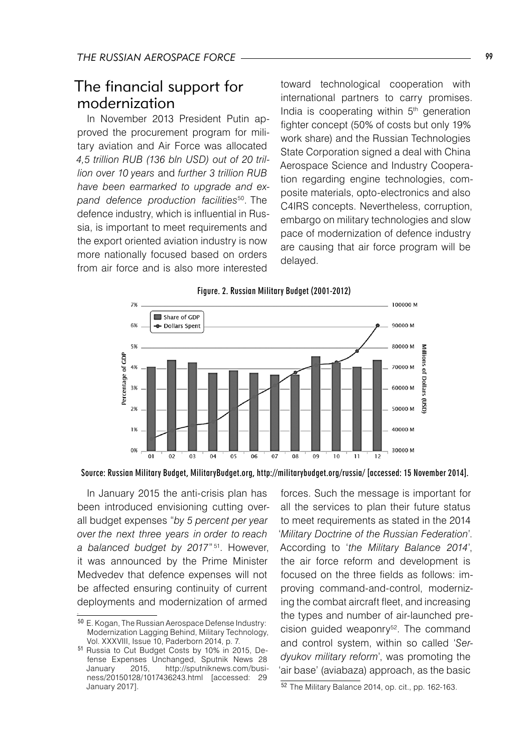## The financial support for modernization

In November 2013 President Putin approved the procurement program for military aviation and Air Force was allocated *4,5 trillion RUB (136 bln USD) out of 20 trillion over 10 years* and *further 3 trillion RUB have been earmarked to upgrade and expand defence production facilities*[50]. The defence industry, which is influential in Russia, is important to meet requirements and the export oriented aviation industry is now more nationally focused based on orders from air force and is also more interested toward technological cooperation with international partners to carry promises. India is cooperating within 5th generation fighter concept (50% of costs but only 19% work share) and the Russian Technologies State Corporation signed a deal with China Aerospace Science and Industry Cooperation regarding engine technologies, composite materials, opto-electronics and also C4IRS concepts. Nevertheless, corruption, embargo on military technologies and slow pace of modernization of defence industry are causing that air force program will be delayed.

**Figure. 2. Russian Military Budget (2001-2012)**

Source: Russian Military Budget, MilitaryBudget.org, http://militarybudget.org/russia/ [accessed: 15 November 2014].

In January 2015 the anti-crisis plan has been introduced envisioning cutting overall budget expenses "*by 5 percent per year over the next three years in order to reach a balanced budget by 2017*"[51]. However, it was announced by the Prime Minister Medvedev that defence expenses will not be affected ensuring continuity of current deployments and modernization of armed forces. Such the message is important for all the services to plan their future status to meet requirements as stated in the 2014 '*Military Doctrine of the Russian Federation*'. According to '*the Military Balance 2014*', the air force reform and development is focused on the three fields as follows: improving command-and-control, modernizing the combat aircraft fleet, and increasing the types and number of air-launched precision guided weaponry[52]. The command and control system, within so called '*Serdyukov military reform*', was promoting the 'air base' (aviabaza) approach, as the basic

---

[50] E. Kogan, The Russian Aerospace Defense Industry: Modernization Lagging Behind, Military Technology, Vol. XXXVIII, Issue 10, Paderborn 2014, p. 7.

[51] Russia to Cut Budget Costs by 10% in 2015, Defense Expenses Unchanged, Sputnik News 28 January 2015, http://sputniknews.com/business/20150128/1017436243.html [accessed: 29 January 2017].

[52] The Military Balance 2014, op. cit., pp. 162-163.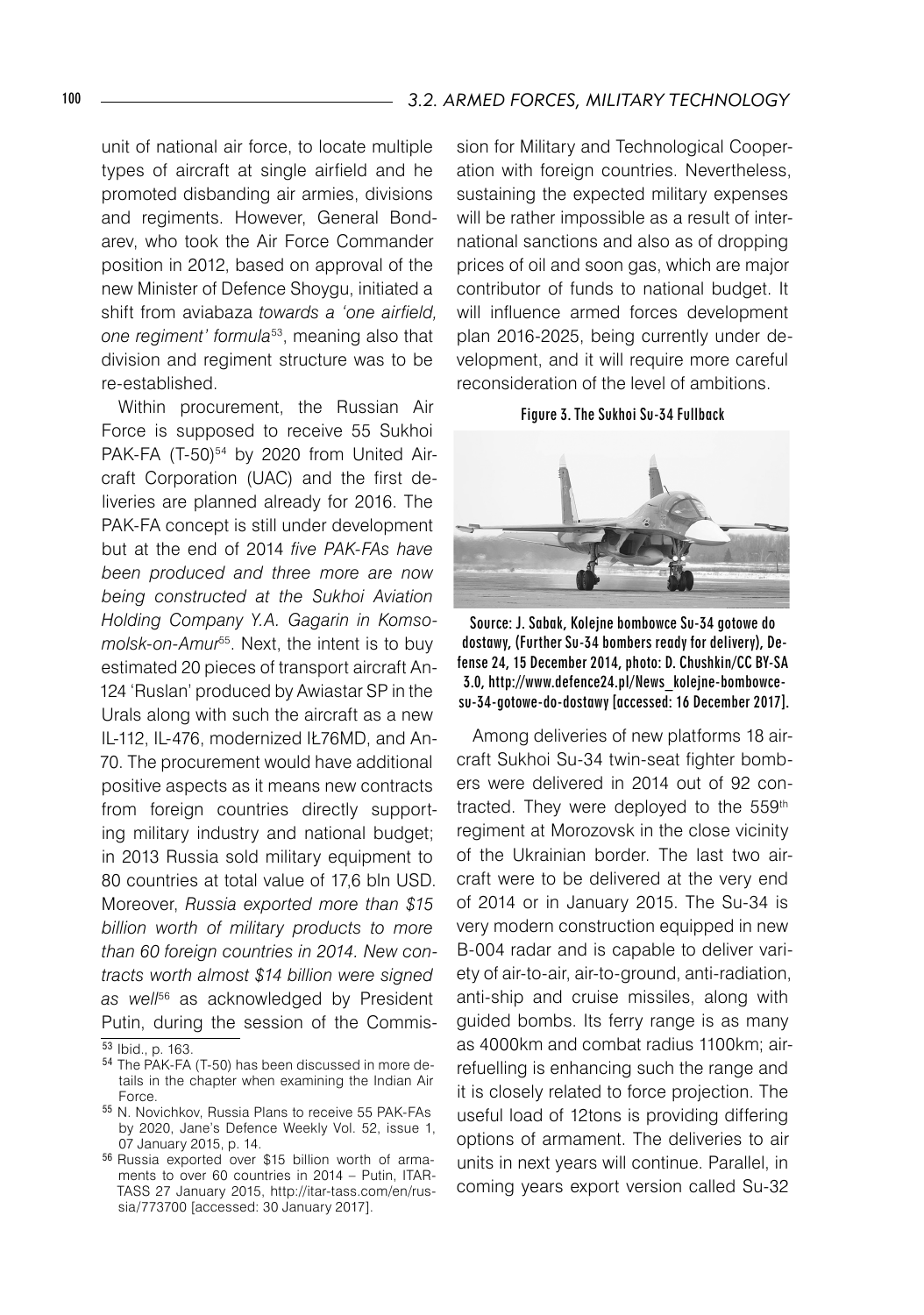unit of national air force, to locate multiple types of aircraft at single airfield and he promoted disbanding air armies, divisions and regiments. However, General Bondarev, who took the Air Force Commander position in 2012, based on approval of the new Minister of Defence Shoygu, initiated a shift from aviabaza *towards a 'one airfield, one regiment' formula*[53], meaning also that division and regiment structure was to be re-established.

Within procurement, the Russian Air Force is supposed to receive 55 Sukhoi PAK-FA (T-50)[54] by 2020 from United Aircraft Corporation (UAC) and the first deliveries are planned already for 2016. The PAK-FA concept is still under development but at the end of 2014 *five PAK-FAs have been produced and three more are now being constructed at the Sukhoi Aviation Holding Company Y.A. Gagarin in Komsomolsk-on-Amur*[55]. Next, the intent is to buy estimated 20 pieces of transport aircraft An-124 'Ruslan' produced by Awiastar SP in the Urals along with such the aircraft as a new IL-112, IL-476, modernized IŁ76MD, and An-70. The procurement would have additional positive aspects as it means new contracts from foreign countries directly supporting military industry and national budget; in 2013 Russia sold military equipment to 80 countries at total value of 17,6 bln USD. Moreover, *Russia exported more than $15 billion worth of military products to more than 60 foreign countries in 2014. New contracts worth almost $14 billion were signed as well*[56] as acknowledged by President Putin, during the session of the Commission for Military and Technological Cooperation with foreign countries. Nevertheless, sustaining the expected military expenses will be rather impossible as a result of international sanctions and also as of dropping prices of oil and soon gas, which are major contributor of funds to national budget. It will influence armed forces development plan 2016-2025, being currently under development, and it will require more careful reconsideration of the level of ambitions.

**Figure 3. The Sukhoi Su-34 Fullback**

Source: J. Sabak, Kolejne bombowce Su-34 gotowe do dostawy, (Further Su-34 bombers ready for delivery), Defense 24, 15 December 2014, photo: D. Chushkin/CC BY-SA 3.0, http://www.defence24.pl/News_kolejne-bombowce-su-34-gotowe-do-dostawy [accessed: 16 December 2017].

Among deliveries of new platforms 18 aircraft Sukhoi Su-34 twin-seat fighter bombers were delivered in 2014 out of 92 contracted. They were deployed to the 559th regiment at Morozovsk in the close vicinity of the Ukrainian border. The last two aircraft were to be delivered at the very end of 2014 or in January 2015. The Su-34 is very modern construction equipped in new B-004 radar and is capable to deliver variety of air-to-air, air-to-ground, anti-radiation, anti-ship and cruise missiles, along with guided bombs. Its ferry range is as many as 4000km and combat radius 1100km; air-refuelling is enhancing such the range and it is closely related to force projection. The useful load of 12tons is providing differing options of armament. The deliveries to air units in next years will continue. Parallel, in coming years export version called Su-32

---

[53] Ibid., p. 163.

[54] The PAK-FA (T-50) has been discussed in more details in the chapter when examining the Indian Air Force.

[55] N. Novichkov, Russia Plans to receive 55 PAK-FAs by 2020, Jane's Defence Weekly Vol. 52, issue 1, 07 January 2015, p. 14.

[56] Russia exported over $15 billion worth of armaments to over 60 countries in 2014 – Putin, ITAR-TASS 27 January 2015, http://itar-tass.com/en/russia/773700 [accessed: 30 January 2017].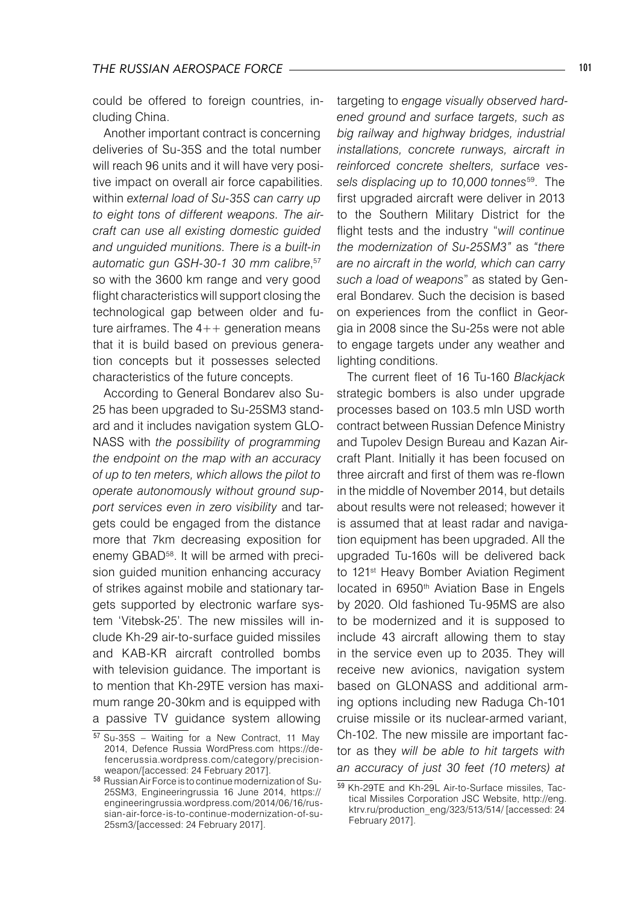could be offered to foreign countries, including China.

Another important contract is concerning deliveries of Su-35S and the total number will reach 96 units and it will have very positive impact on overall air force capabilities. within *external load of Su-35S can carry up to eight tons of different weapons. The aircraft can use all existing domestic guided and unguided munitions. There is a built-in automatic gun GSH-30-1 30 mm calibre*,[57] so with the 3600 km range and very good flight characteristics will support closing the technological gap between older and future airframes. The 4++ generation means that it is build based on previous generation concepts but it possesses selected characteristics of the future concepts.

According to General Bondarev also Su-25 has been upgraded to Su-25SM3 standard and it includes navigation system GLONASS with *the possibility of programming the endpoint on the map with an accuracy of up to ten meters, which allows the pilot to operate autonomously without ground support services even in zero visibility* and targets could be engaged from the distance more that 7km decreasing exposition for enemy GBAD[58]. It will be armed with precision guided munition enhancing accuracy of strikes against mobile and stationary targets supported by electronic warfare system 'Vitebsk-25'. The new missiles will include Kh-29 air-to-surface guided missiles and KAB-KR aircraft controlled bombs with television guidance. The important is to mention that Kh-29TE version has maximum range 20-30km and is equipped with a passive TV guidance system allowing targeting to *engage visually observed hardened ground and surface targets, such as big railway and highway bridges, industrial installations, concrete runways, aircraft in reinforced concrete shelters, surface vessels displacing up to 10,000 tonnes*[59]. The first upgraded aircraft were deliver in 2013 to the Southern Military District for the flight tests and the industry "*will continue the modernization of Su-25SM3"* as *"there are no aircraft in the world, which can carry such a load of weapons*" as stated by General Bondarev. Such the decision is based on experiences from the conflict in Georgia in 2008 since the Su-25s were not able to engage targets under any weather and lighting conditions.

The current fleet of 16 Tu-160 *Blackjack* strategic bombers is also under upgrade processes based on 103.5 mln USD worth contract between Russian Defence Ministry and Tupolev Design Bureau and Kazan Aircraft Plant. Initially it has been focused on three aircraft and first of them was re-flown in the middle of November 2014, but details about results were not released; however it is assumed that at least radar and navigation equipment has been upgraded. All the upgraded Tu-160s will be delivered back to 121st Heavy Bomber Aviation Regiment located in 6950th Aviation Base in Engels by 2020. Old fashioned Tu-95MS are also to be modernized and it is supposed to include 43 aircraft allowing them to stay in the service even up to 2035. They will receive new avionics, navigation system based on GLONASS and additional arming options including new Raduga Ch-101 cruise missile or its nuclear-armed variant, Ch-102. The new missile are important factor as they *will be able to hit targets with an accuracy of just 30 feet (10 meters) at*

---

[57] Su-35S – Waiting for a New Contract, 11 May 2014, Defence Russia WordPress.com https://defencerussia.wordpress.com/category/precision-weapon/[accessed: 24 February 2017].

[58] Russian Air Force is to continue modernization of Su-25SM3, Engineeringrussia 16 June 2014, https://engineeringrussia.wordpress.com/2014/06/16/russian-air-force-is-to-continue-modernization-of-su-25sm3/[accessed: 24 February 2017].

[59] Kh-29TE and Kh-29L Air-to-Surface missiles, Tactical Missiles Corporation JSC Website, http://eng.ktrv.ru/production_eng/323/513/514/ [accessed: 24 February 2017].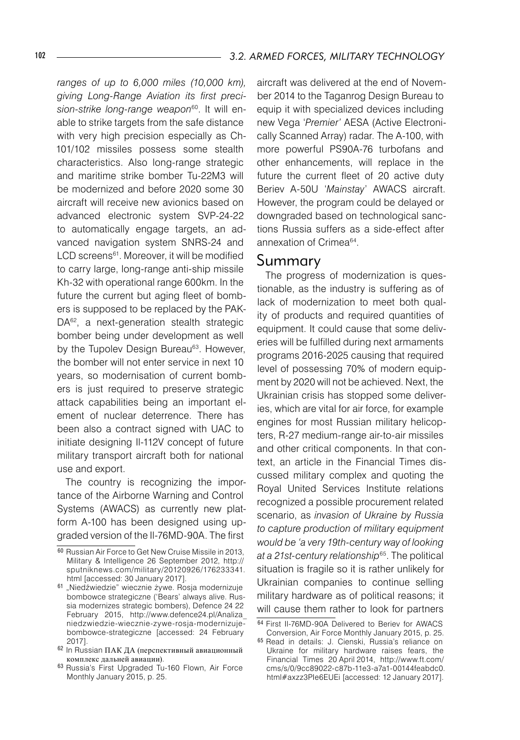*ranges of up to 6,000 miles (10,000 km), giving Long-Range Aviation its first precision-strike long-range weapon*[60]. It will enable to strike targets from the safe distance with very high precision especially as Ch-101/102 missiles possess some stealth characteristics. Also long-range strategic and maritime strike bomber Tu-22M3 will be modernized and before 2020 some 30 aircraft will receive new avionics based on advanced electronic system SVP-24-22 to automatically engage targets, an advanced navigation system SNRS-24 and LCD screens[61]. Moreover, it will be modified to carry large, long-range anti-ship missile Kh-32 with operational range 600km. In the future the current but aging fleet of bombers is supposed to be replaced by the PAK-DA[62], a next-generation stealth strategic bomber being under development as well by the Tupolev Design Bureau[63]. However, the bomber will not enter service in next 10 years, so modernisation of current bombers is just required to preserve strategic attack capabilities being an important element of nuclear deterrence. There has been also a contract signed with UAC to initiate designing Il-112V concept of future military transport aircraft both for national use and export.

The country is recognizing the importance of the Airborne Warning and Control Systems (AWACS) as currently new platform A-100 has been designed using upgraded version of the Il-76MD-90A. The first aircraft was delivered at the end of November 2014 to the Taganrog Design Bureau to equip it with specialized devices including new Vega '*Premier*' AESA (Active Electronically Scanned Array) radar. The A-100, with more powerful PS90A-76 turbofans and other enhancements, will replace in the future the current fleet of 20 active duty Beriev A-50U '*Mainstay*' AWACS aircraft. However, the program could be delayed or downgraded based on technological sanctions Russia suffers as a side-effect after annexation of Crimea[64].

## Summary

The progress of modernization is questionable, as the industry is suffering as of lack of modernization to meet both quality of products and required quantities of equipment. It could cause that some deliveries will be fulfilled during next armaments programs 2016-2025 causing that required level of possessing 70% of modern equipment by 2020 will not be achieved. Next, the Ukrainian crisis has stopped some deliveries, which are vital for air force, for example engines for most Russian military helicopters, R-27 medium-range air-to-air missiles and other critical components. In that context, an article in the Financial Times discussed military complex and quoting the Royal United Services Institute relations recognized a possible procurement related scenario, as *invasion of Ukraine by Russia to capture production of military equipment would be 'a very 19th-century way of looking at a 21st-century relationship*[65]. The political situation is fragile so it is rather unlikely for Ukrainian companies to continue selling military hardware as of political reasons; it will cause them rather to look for partners

---

[60] Russian Air Force to Get New Cruise Missile in 2013, Military & Intelligence 26 September 2012, http://sputniknews.com/military/20120926/176233341.html [accessed: 30 January 2017].

[61] „Niedźwiedzie" wiecznie żywe. Rosja modernizuje bombowce strategiczne ('Bears' always alive. Russia modernizes strategic bombers), Defence 24 22 February 2015, http://www.defence24.pl/Analiza_niedzwiedzie-wiecznie-zywe-rosja-modernizuje-bombowce-strategiczne [accessed: 24 February 2017].

[62] In Russian ПАК ДА (перспективный авиационный комплекс дальней авиации).

[63] Russia's First Upgraded Tu-160 Flown, Air Force Monthly January 2015, p. 25.

[64] First Il-76MD-90A Delivered to Beriev for AWACS Conversion, Air Force Monthly January 2015, p. 25.

[65] Read in details: J. Cienski, Russia's reliance on Ukraine for military hardware raises fears, the Financial Times 20 April 2014, http://www.ft.com/cms/s/0/9cc89022-c87b-11e3-a7a1-00144feabdc0.html#axzz3PIe6EUEi [accessed: 12 January 2017].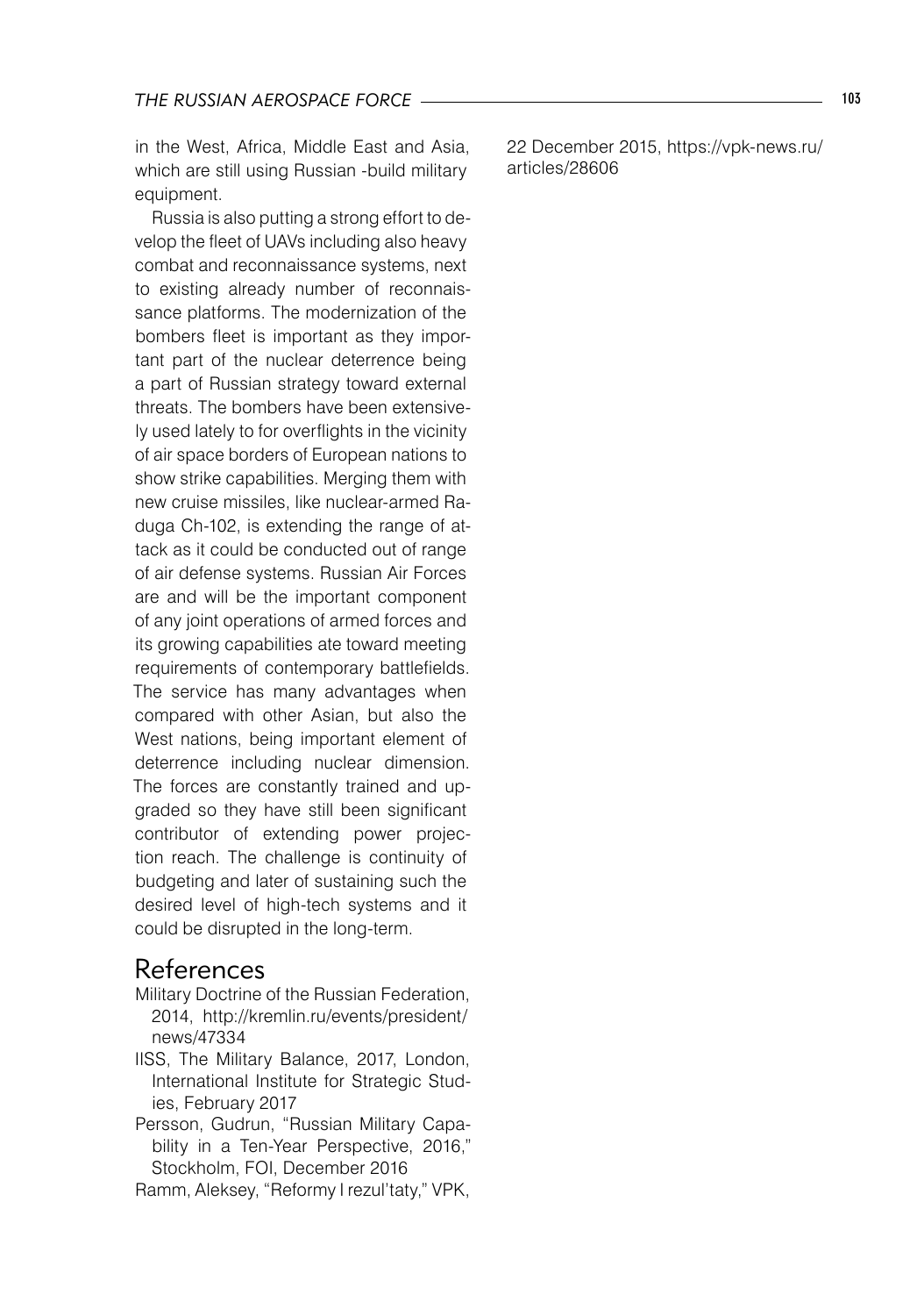in the West, Africa, Middle East and Asia, which are still using Russian -build military equipment.

Russia is also putting a strong effort to develop the fleet of UAVs including also heavy combat and reconnaissance systems, next to existing already number of reconnaissance platforms. The modernization of the bombers fleet is important as they important part of the nuclear deterrence being a part of Russian strategy toward external threats. The bombers have been extensively used lately to for overflights in the vicinity of air space borders of European nations to show strike capabilities. Merging them with new cruise missiles, like nuclear-armed Raduga Ch-102, is extending the range of attack as it could be conducted out of range of air defense systems. Russian Air Forces are and will be the important component of any joint operations of armed forces and its growing capabilities ate toward meeting requirements of contemporary battlefields. The service has many advantages when compared with other Asian, but also the West nations, being important element of deterrence including nuclear dimension. The forces are constantly trained and upgraded so they have still been significant contributor of extending power projection reach. The challenge is continuity of budgeting and later of sustaining such the desired level of high-tech systems and it could be disrupted in the long-term.

## References

Military Doctrine of the Russian Federation, 2014, http://kremlin.ru/events/president/news/47334

IISS, The Military Balance, 2017, London, International Institute for Strategic Studies, February 2017

Persson, Gudrun, "Russian Military Capability in a Ten-Year Perspective, 2016," Stockholm, FOI, December 2016

Ramm, Aleksey, "Reformy I rezul'taty," VPK, 22 December 2015, https://vpk-news.ru/articles/28606